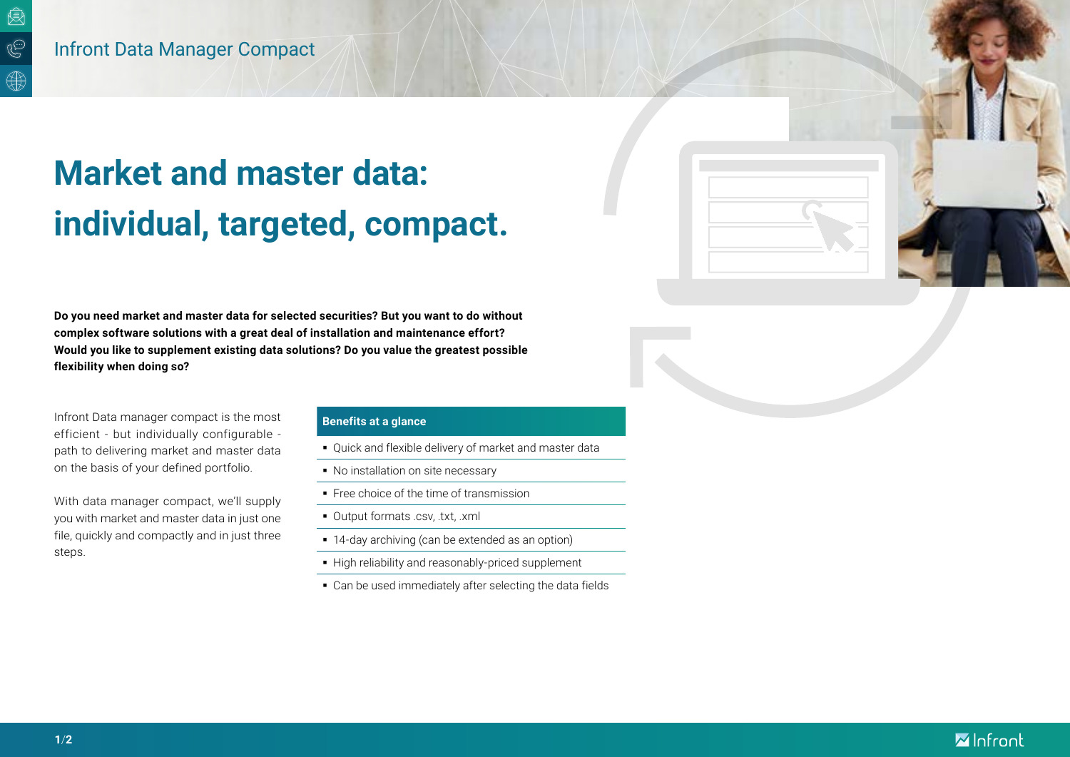Infront Data Manager Compact

# Market and master data: individual, targeted, compact.

**Do you need market and master data for selected securities? But you want to do without complex software solutions with a great deal of installation and maintenance effort? Would you like to supplement existing data solutions? Do you value the greatest possible flexibility when doing so?**

Infront Data manager compact is the most efficient - but individually configurable - path to delivering market and master data on the basis of your defined portfolio.

With data manager compact, we'll supply you with market and master data in just one file, quickly and compactly and in just three steps.

**Benefits at a glance**

- Quick and flexible delivery of market and master data
- No installation on site necessary
- Free choice of the time of transmission
- Output formats .csv, .txt, .xml
- 14-day archiving (can be extended as an option)
- High reliability and reasonably-priced supplement
- Can be used immediately after selecting the data fields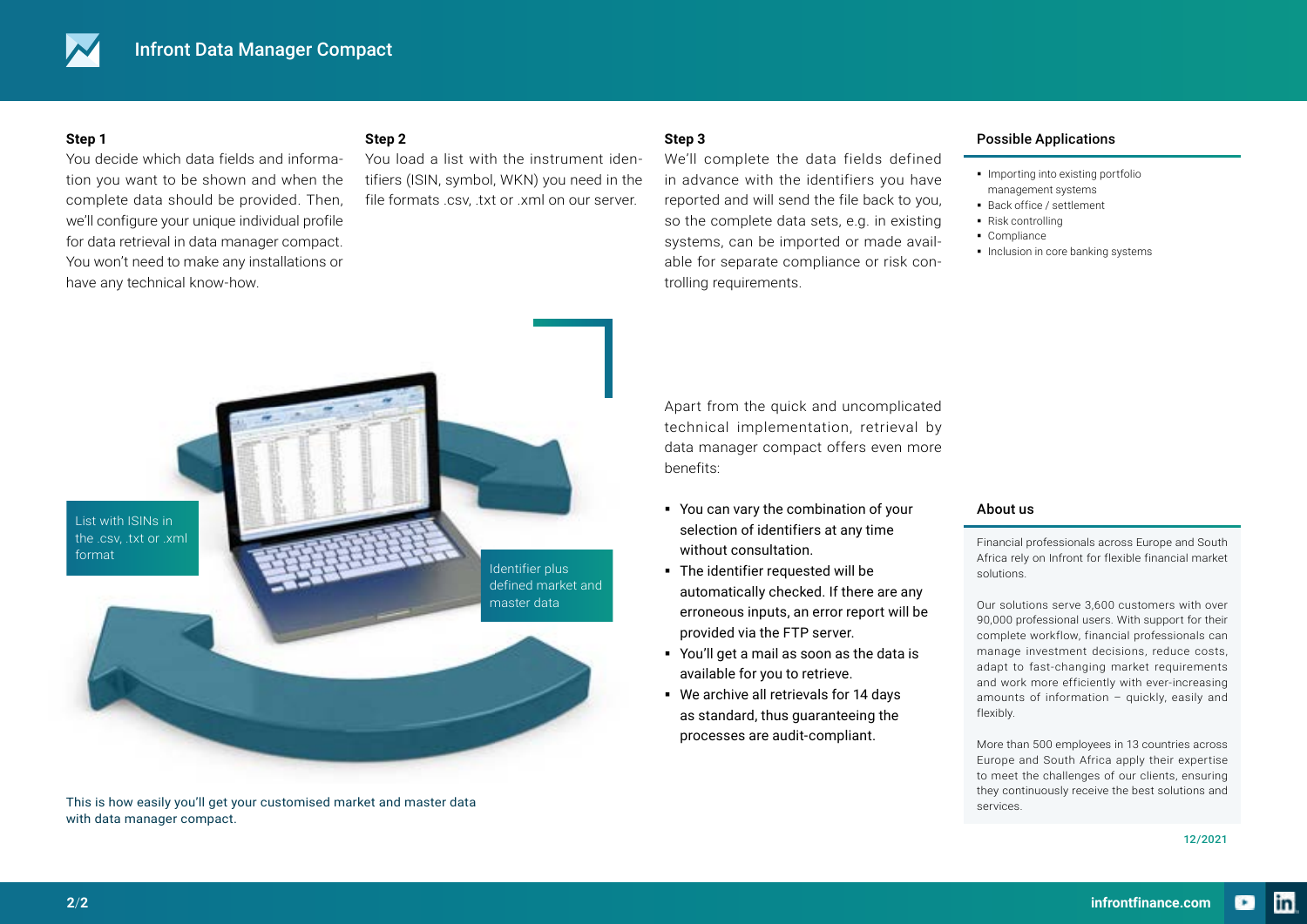**Step 1**

You decide which data fields and information you want to be shown and when the complete data should be provided. Then, we'll configure your unique individual profile for data retrieval in data manager compact. You won't need to make any installations or have any technical know-how.

**Step 2**

You load a list with the instrument identifiers (ISIN, symbol, WKN) you need in the file formats .csv, .txt or .xml on our server.

**Step 3**

We'll complete the data fields defined in advance with the identifiers you have reported and will send the file back to you, so the complete data sets, e.g. in existing systems, can be imported or made available for separate compliance or risk controlling requirements.

## Possible Applications

- Importing into existing portfolio management systems
- Back office / settlement
- Risk controlling
- Compliance
- Inclusion in core banking systems

List with ISINs in the .csv, .txt or .xml format

Identifier plus defined market and master data

This is how easily you'll get your customised market and master data with data manager compact.

Apart from the quick and uncomplicated technical implementation, retrieval by data manager compact offers even more benefits:

- You can vary the combination of your selection of identifiers at any time without consultation.
- The identifier requested will be automatically checked. If there are any erroneous inputs, an error report will be provided via the FTP server.
- You'll get a mail as soon as the data is available for you to retrieve.
- We archive all retrievals for 14 days as standard, thus guaranteeing the processes are audit-compliant.

## About us

Financial professionals across Europe and South Africa rely on Infront for flexible financial market solutions.

Our solutions serve 3,600 customers with over 90,000 professional users. With support for their complete workflow, financial professionals can manage investment decisions, reduce costs, adapt to fast-changing market requirements and work more efficiently with ever-increasing amounts of information – quickly, easily and flexibly.

More than 500 employees in 13 countries across Europe and South Africa apply their expertise to meet the challenges of our clients, ensuring they continuously receive the best solutions and services.

12/2021

infrontfinance.com